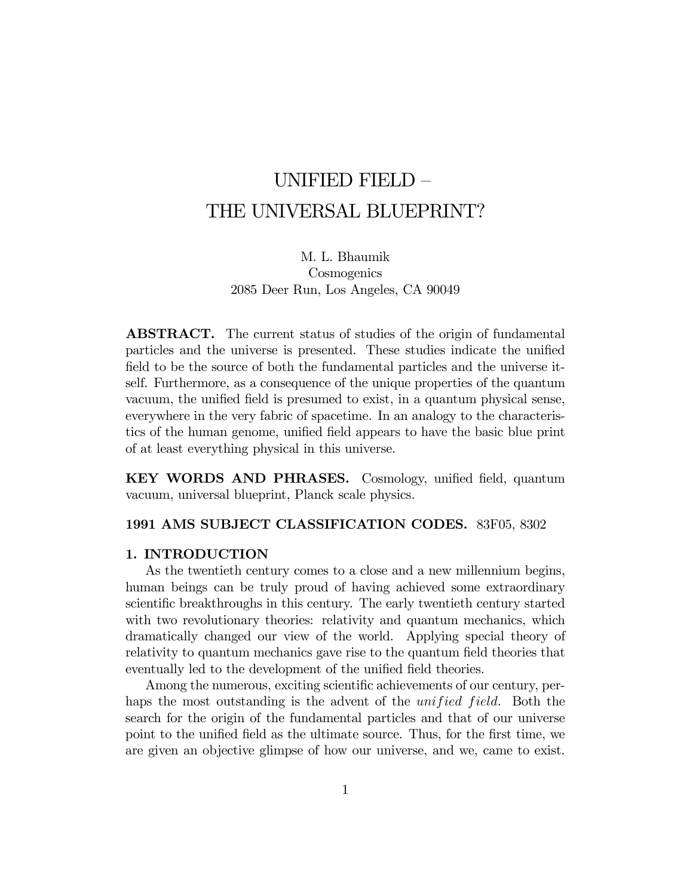# UNIFIED FIELD – THE UNIVERSAL BLUEPRINT?

M. L. Bhaumik
Cosmogenics
2085 Deer Run, Los Angeles, CA 90049

**ABSTRACT.** The current status of studies of the origin of fundamental particles and the universe is presented. These studies indicate the unified field to be the source of both the fundamental particles and the universe itself. Furthermore, as a consequence of the unique properties of the quantum vacuum, the unified field is presumed to exist, in a quantum physical sense, everywhere in the very fabric of spacetime. In an analogy to the characteristics of the human genome, unified field appears to have the basic blue print of at least everything physical in this universe.

**KEY WORDS AND PHRASES.** Cosmology, unified field, quantum vacuum, universal blueprint, Planck scale physics.

**1991 AMS SUBJECT CLASSIFICATION CODES.** 83F05, 8302

## 1. INTRODUCTION

As the twentieth century comes to a close and a new millennium begins, human beings can be truly proud of having achieved some extraordinary scientific breakthroughs in this century. The early twentieth century started with two revolutionary theories: relativity and quantum mechanics, which dramatically changed our view of the world. Applying special theory of relativity to quantum mechanics gave rise to the quantum field theories that eventually led to the development of the unified field theories.

Among the numerous, exciting scientific achievements of our century, perhaps the most outstanding is the advent of the *unified field*. Both the search for the origin of the fundamental particles and that of our universe point to the unified field as the ultimate source. Thus, for the first time, we are given an objective glimpse of how our universe, and we, came to exist.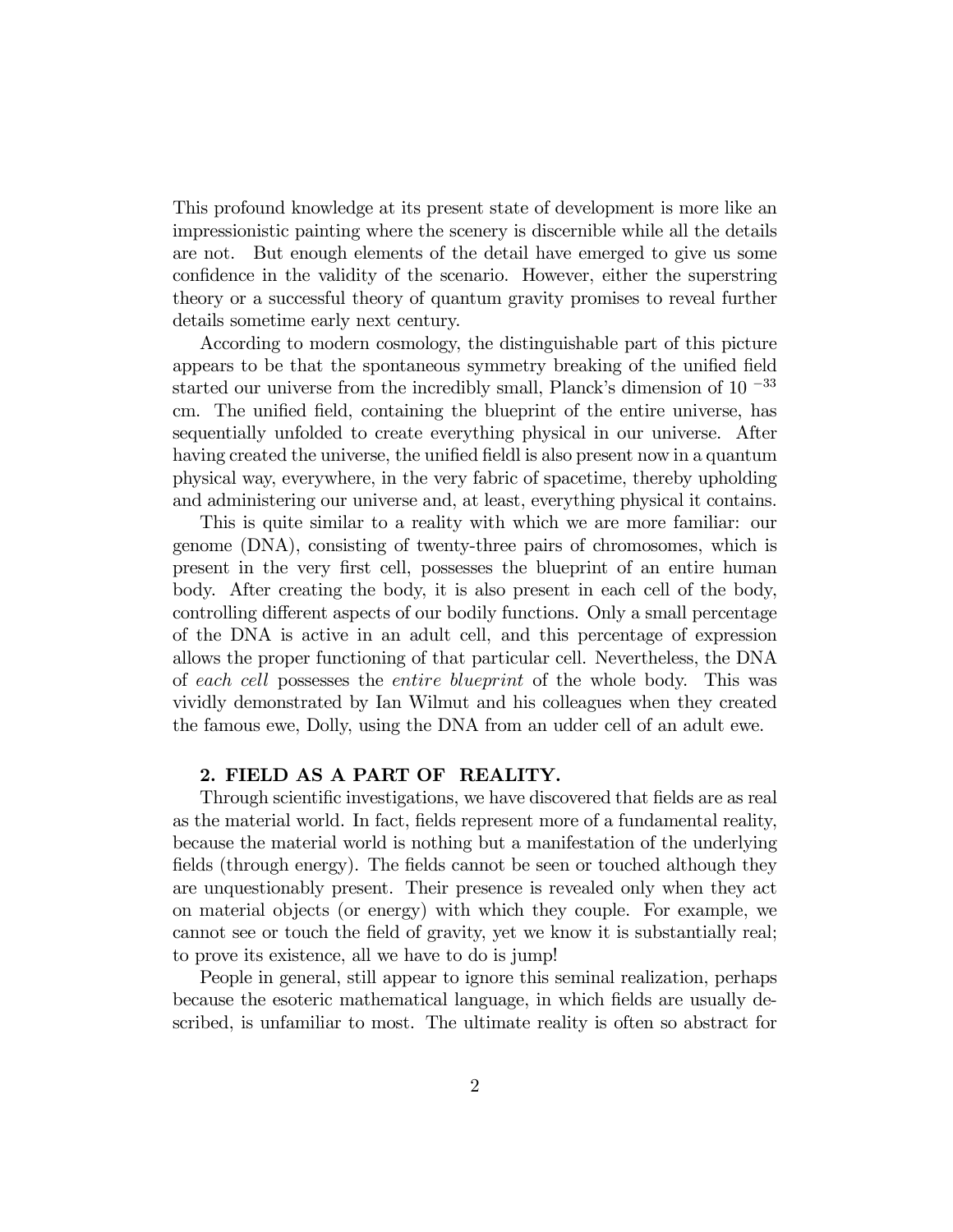This profound knowledge at its present state of development is more like an impressionistic painting where the scenery is discernible while all the details are not. But enough elements of the detail have emerged to give us some confidence in the validity of the scenario. However, either the superstring theory or a successful theory of quantum gravity promises to reveal further details sometime early next century.

According to modern cosmology, the distinguishable part of this picture appears to be that the spontaneous symmetry breaking of the unified field started our universe from the incredibly small, Planck's dimension of $10^{-33}$ cm. The unified field, containing the blueprint of the entire universe, has sequentially unfolded to create everything physical in our universe. After having created the universe, the unified fieldl is also present now in a quantum physical way, everywhere, in the very fabric of spacetime, thereby upholding and administering our universe and, at least, everything physical it contains.

This is quite similar to a reality with which we are more familiar: our genome (DNA), consisting of twenty-three pairs of chromosomes, which is present in the very first cell, possesses the blueprint of an entire human body. After creating the body, it is also present in each cell of the body, controlling different aspects of our bodily functions. Only a small percentage of the DNA is active in an adult cell, and this percentage of expression allows the proper functioning of that particular cell. Nevertheless, the DNA of *each cell* possesses the *entire blueprint* of the whole body. This was vividly demonstrated by Ian Wilmut and his colleagues when they created the famous ewe, Dolly, using the DNA from an udder cell of an adult ewe.

### 2. FIELD AS A PART OF REALITY.

Through scientific investigations, we have discovered that fields are as real as the material world. In fact, fields represent more of a fundamental reality, because the material world is nothing but a manifestation of the underlying fields (through energy). The fields cannot be seen or touched although they are unquestionably present. Their presence is revealed only when they act on material objects (or energy) with which they couple. For example, we cannot see or touch the field of gravity, yet we know it is substantially real; to prove its existence, all we have to do is jump!

People in general, still appear to ignore this seminal realization, perhaps because the esoteric mathematical language, in which fields are usually described, is unfamiliar to most. The ultimate reality is often so abstract for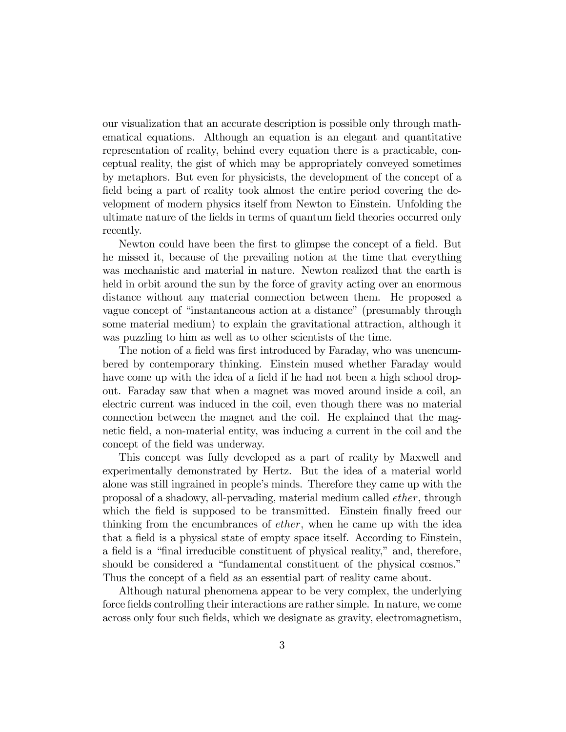our visualization that an accurate description is possible only through mathematical equations. Although an equation is an elegant and quantitative representation of reality, behind every equation there is a practicable, conceptual reality, the gist of which may be appropriately conveyed sometimes by metaphors. But even for physicists, the development of the concept of a field being a part of reality took almost the entire period covering the development of modern physics itself from Newton to Einstein. Unfolding the ultimate nature of the fields in terms of quantum field theories occurred only recently.

Newton could have been the first to glimpse the concept of a field. But he missed it, because of the prevailing notion at the time that everything was mechanistic and material in nature. Newton realized that the earth is held in orbit around the sun by the force of gravity acting over an enormous distance without any material connection between them. He proposed a vague concept of "instantaneous action at a distance" (presumably through some material medium) to explain the gravitational attraction, although it was puzzling to him as well as to other scientists of the time.

The notion of a field was first introduced by Faraday, who was unencumbered by contemporary thinking. Einstein mused whether Faraday would have come up with the idea of a field if he had not been a high school dropout. Faraday saw that when a magnet was moved around inside a coil, an electric current was induced in the coil, even though there was no material connection between the magnet and the coil. He explained that the magnetic field, a non-material entity, was inducing a current in the coil and the concept of the field was underway.

This concept was fully developed as a part of reality by Maxwell and experimentally demonstrated by Hertz. But the idea of a material world alone was still ingrained in people's minds. Therefore they came up with the proposal of a shadowy, all-pervading, material medium called *ether*, through which the field is supposed to be transmitted. Einstein finally freed our thinking from the encumbrances of *ether*, when he came up with the idea that a field is a physical state of empty space itself. According to Einstein, a field is a "final irreducible constituent of physical reality," and, therefore, should be considered a "fundamental constituent of the physical cosmos." Thus the concept of a field as an essential part of reality came about.

Although natural phenomena appear to be very complex, the underlying force fields controlling their interactions are rather simple. In nature, we come across only four such fields, which we designate as gravity, electromagnetism,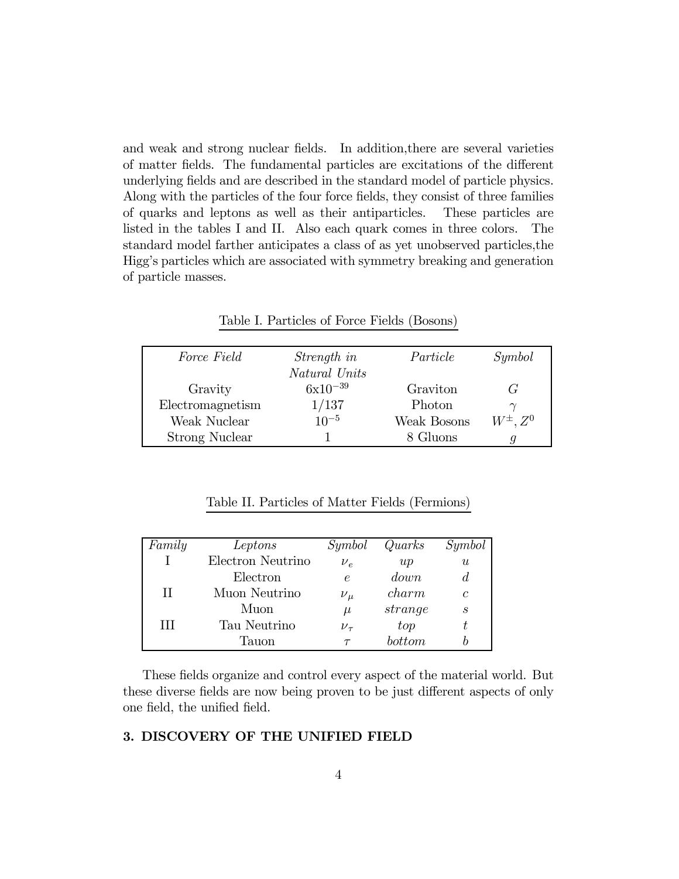and weak and strong nuclear fields. In addition,there are several varieties of matter fields. The fundamental particles are excitations of the different underlying fields and are described in the standard model of particle physics. Along with the particles of the four force fields, they consist of three families of quarks and leptons as well as their antiparticles. These particles are listed in the tables I and II. Also each quark comes in three colors. The standard model farther anticipates a class of as yet unobserved particles,the Higg's particles which are associated with symmetry breaking and generation of particle masses.

Table I. Particles of Force Fields (Bosons)

| *Force Field* | *Strength in Natural Units* | *Particle* | *Symbol* |
|---|---|---|---|
| Gravity | $6\text{x}10^{-39}$ | Graviton | $G$ |
| Electromagnetism | $1/137$ | Photon | $\gamma$ |
| Weak Nuclear | $10^{-5}$ | Weak Bosons | $W^{\pm}, Z^0$ |
| Strong Nuclear | 1 | 8 Gluons | $g$ |

Table II. Particles of Matter Fields (Fermions)

| *Family* | *Leptons* | *Symbol* | *Quarks* | *Symbol* |
|---|---|---|---|---|
| I | Electron Neutrino | $\nu_e$ | *up* | $u$ |
| | Electron | $e$ | *down* | $d$ |
| II | Muon Neutrino | $\nu_\mu$ | *charm* | $c$ |
| | Muon | $\mu$ | *strange* | $s$ |
| III | Tau Neutrino | $\nu_\tau$ | *top* | $t$ |
| | Tauon | $\tau$ | *bottom* | $b$ |

These fields organize and control every aspect of the material world. But these diverse fields are now being proven to be just different aspects of only one field, the unified field.

## 3. DISCOVERY OF THE UNIFIED FIELD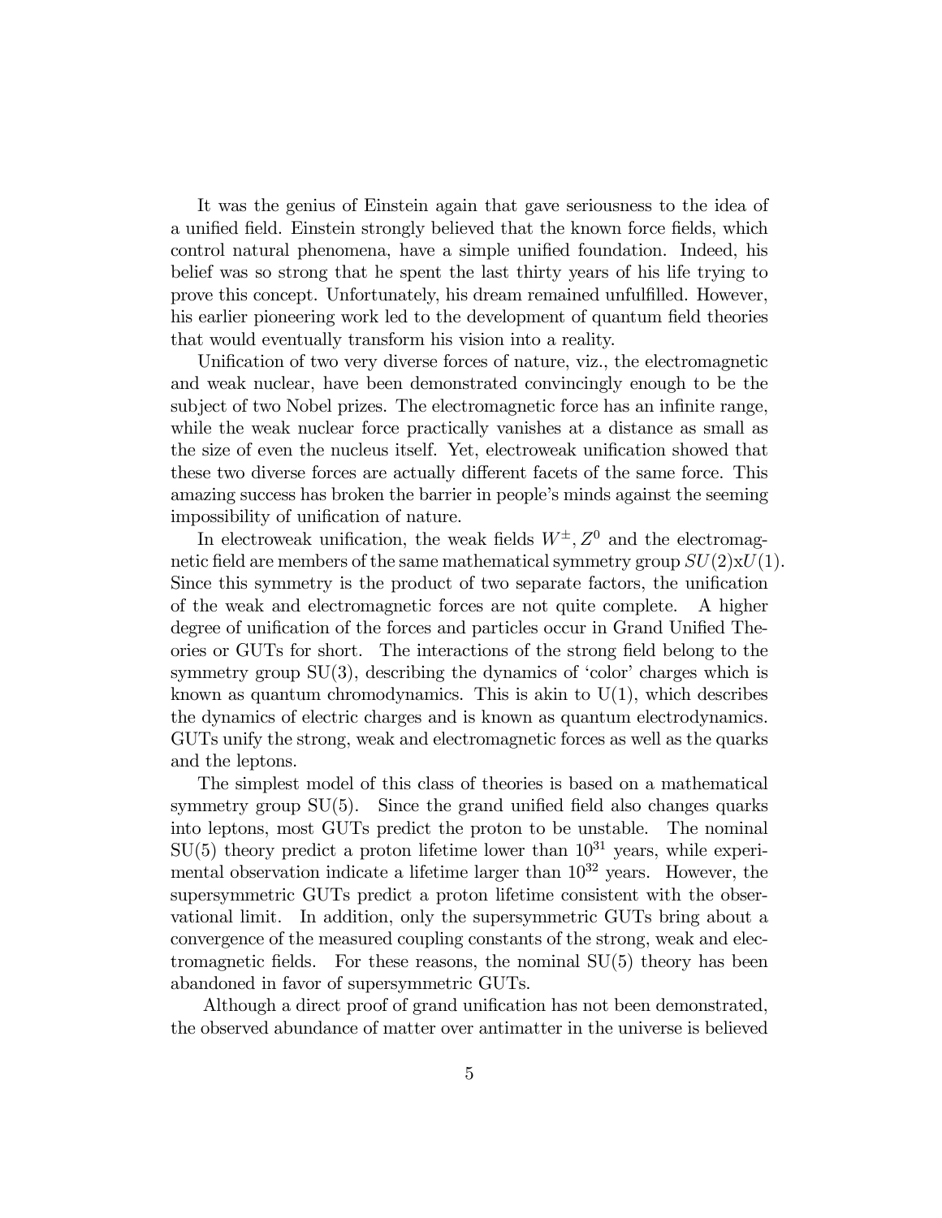It was the genius of Einstein again that gave seriousness to the idea of a unified field. Einstein strongly believed that the known force fields, which control natural phenomena, have a simple unified foundation. Indeed, his belief was so strong that he spent the last thirty years of his life trying to prove this concept. Unfortunately, his dream remained unfulfilled. However, his earlier pioneering work led to the development of quantum field theories that would eventually transform his vision into a reality.

Unification of two very diverse forces of nature, viz., the electromagnetic and weak nuclear, have been demonstrated convincingly enough to be the subject of two Nobel prizes. The electromagnetic force has an infinite range, while the weak nuclear force practically vanishes at a distance as small as the size of even the nucleus itself. Yet, electroweak unification showed that these two diverse forces are actually different facets of the same force. This amazing success has broken the barrier in people's minds against the seeming impossibility of unification of nature.

In electroweak unification, the weak fields $W^{\pm}, Z^0$ and the electromagnetic field are members of the same mathematical symmetry group $SU(2)\text{x}U(1)$. Since this symmetry is the product of two separate factors, the unification of the weak and electromagnetic forces are not quite complete. A higher degree of unification of the forces and particles occur in Grand Unified Theories or GUTs for short. The interactions of the strong field belong to the symmetry group SU(3), describing the dynamics of 'color' charges which is known as quantum chromodynamics. This is akin to U(1), which describes the dynamics of electric charges and is known as quantum electrodynamics. GUTs unify the strong, weak and electromagnetic forces as well as the quarks and the leptons.

The simplest model of this class of theories is based on a mathematical symmetry group SU(5). Since the grand unified field also changes quarks into leptons, most GUTs predict the proton to be unstable. The nominal SU(5) theory predict a proton lifetime lower than $10^{31}$ years, while experimental observation indicate a lifetime larger than $10^{32}$ years. However, the supersymmetric GUTs predict a proton lifetime consistent with the observational limit. In addition, only the supersymmetric GUTs bring about a convergence of the measured coupling constants of the strong, weak and electromagnetic fields. For these reasons, the nominal SU(5) theory has been abandoned in favor of supersymmetric GUTs.

Although a direct proof of grand unification has not been demonstrated, the observed abundance of matter over antimatter in the universe is believed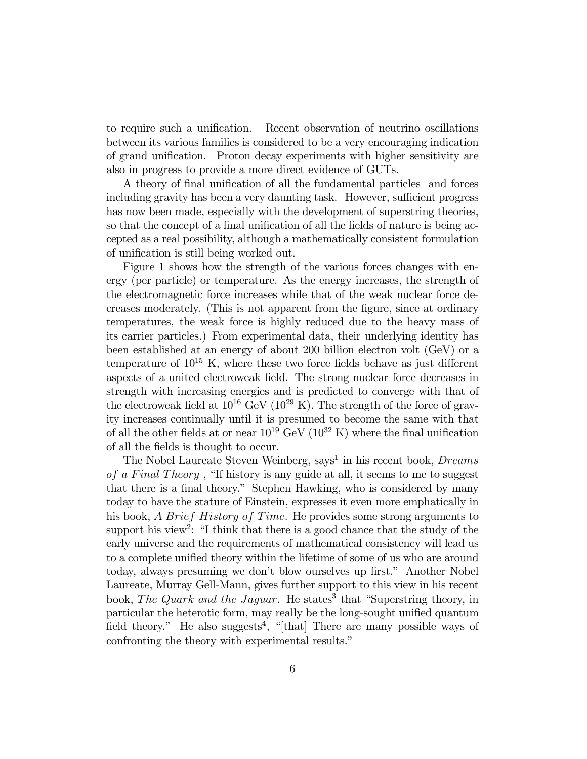to require such a unification. Recent observation of neutrino oscillations between its various families is considered to be a very encouraging indication of grand unification. Proton decay experiments with higher sensitivity are also in progress to provide a more direct evidence of GUTs.

A theory of final unification of all the fundamental particles and forces including gravity has been a very daunting task. However, sufficient progress has now been made, especially with the development of superstring theories, so that the concept of a final unification of all the fields of nature is being accepted as a real possibility, although a mathematically consistent formulation of unification is still being worked out.

Figure 1 shows how the strength of the various forces changes with energy (per particle) or temperature. As the energy increases, the strength of the electromagnetic force increases while that of the weak nuclear force decreases moderately. (This is not apparent from the figure, since at ordinary temperatures, the weak force is highly reduced due to the heavy mass of its carrier particles.) From experimental data, their underlying identity has been established at an energy of about 200 billion electron volt (GeV) or a temperature of $10^{15}$ K, where these two force fields behave as just different aspects of a united electroweak field. The strong nuclear force decreases in strength with increasing energies and is predicted to converge with that of the electroweak field at $10^{16}$ GeV ($10^{29}$ K). The strength of the force of gravity increases continually until it is presumed to become the same with that of all the other fields at or near $10^{19}$ GeV ($10^{32}$ K) where the final unification of all the fields is thought to occur.

The Nobel Laureate Steven Weinberg, says[1] in his recent book, *Dreams of a Final Theory* , "If history is any guide at all, it seems to me to suggest that there is a final theory." Stephen Hawking, who is considered by many today to have the stature of Einstein, expresses it even more emphatically in his book, *A Brief History of Time*. He provides some strong arguments to support his view[2]: "I think that there is a good chance that the study of the early universe and the requirements of mathematical consistency will lead us to a complete unified theory within the lifetime of some of us who are around today, always presuming we don't blow ourselves up first." Another Nobel Laureate, Murray Gell-Mann, gives further support to this view in his recent book, *The Quark and the Jaguar*. He states[3] that "Superstring theory, in particular the heterotic form, may really be the long-sought unified quantum field theory." He also suggests[4], "[that] There are many possible ways of confronting the theory with experimental results."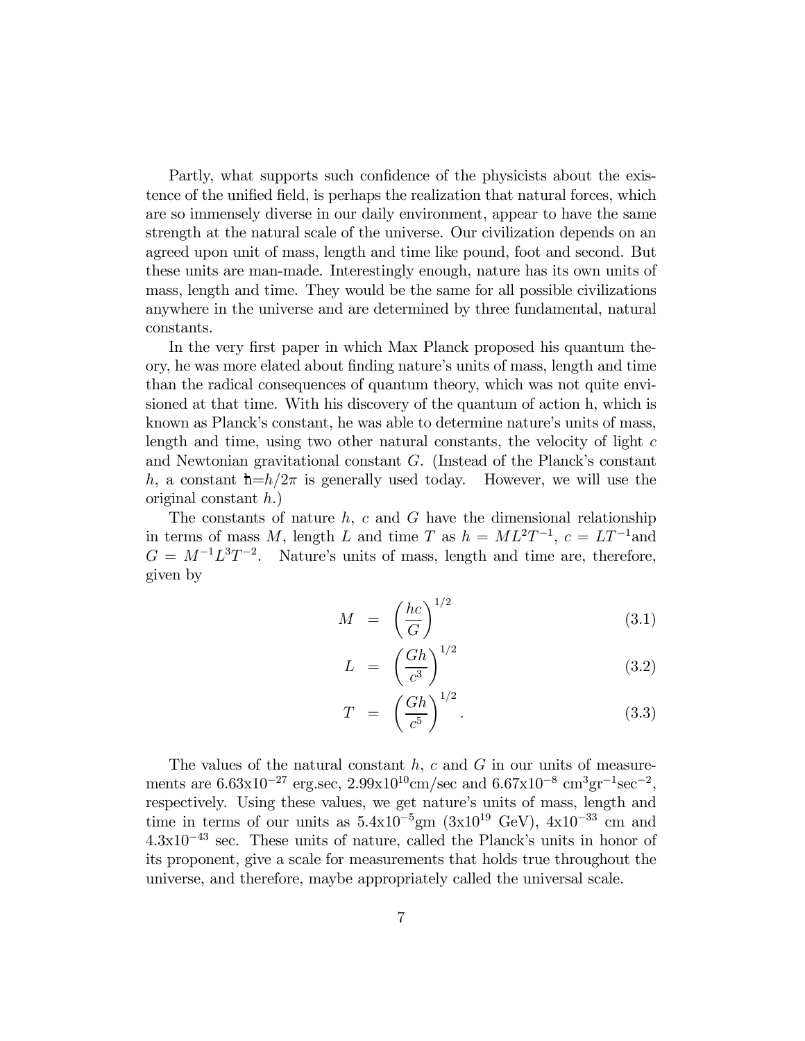Partly, what supports such confidence of the physicists about the existence of the unified field, is perhaps the realization that natural forces, which are so immensely diverse in our daily environment, appear to have the same strength at the natural scale of the universe. Our civilization depends on an agreed upon unit of mass, length and time like pound, foot and second. But these units are man-made. Interestingly enough, nature has its own units of mass, length and time. They would be the same for all possible civilizations anywhere in the universe and are determined by three fundamental, natural constants.

In the very first paper in which Max Planck proposed his quantum theory, he was more elated about finding nature's units of mass, length and time than the radical consequences of quantum theory, which was not quite envisioned at that time. With his discovery of the quantum of action h, which is known as Planck's constant, he was able to determine nature's units of mass, length and time, using two other natural constants, the velocity of light $c$ and Newtonian gravitational constant $G$. (Instead of the Planck's constant $h$, a constant $\hbar = h/2\pi$ is generally used today. However, we will use the original constant $h$.)

The constants of nature $h$, $c$ and $G$ have the dimensional relationship in terms of mass $M$, length $L$ and time $T$ as $h = ML^2T^{-1}$, $c = LT^{-1}$ and $G = M^{-1}L^3T^{-2}$. Nature's units of mass, length and time are, therefore, given by

$$M = \left(\frac{hc}{G}\right)^{1/2} \tag{3.1}$$

$$L = \left(\frac{Gh}{c^3}\right)^{1/2} \tag{3.2}$$

$$T = \left(\frac{Gh}{c^5}\right)^{1/2}. \tag{3.3}$$

The values of the natural constant $h$, $c$ and $G$ in our units of measurements are $6.63 \times 10^{-27}$ erg.sec, $2.99 \times 10^{10}$ cm/sec and $6.67 \times 10^{-8}$ $\text{cm}^3\text{gr}^{-1}\text{sec}^{-2}$, respectively. Using these values, we get nature's units of mass, length and time in terms of our units as $5.4 \times 10^{-5}$gm ($3 \times 10^{19}$ GeV), $4 \times 10^{-33}$ cm and $4.3 \times 10^{-43}$ sec. These units of nature, called the Planck's units in honor of its proponent, give a scale for measurements that holds true throughout the universe, and therefore, maybe appropriately called the universal scale.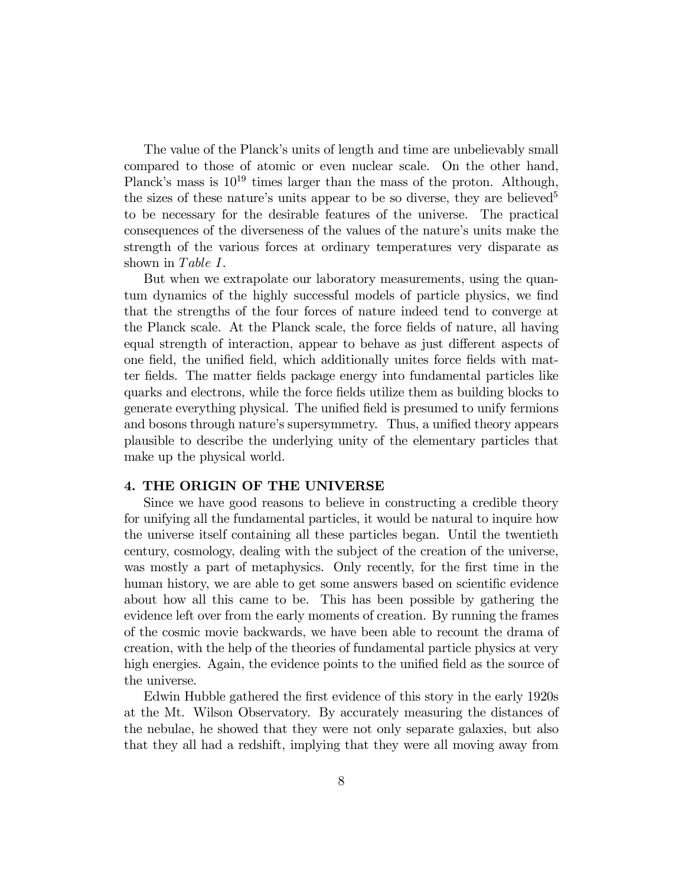The value of the Planck's units of length and time are unbelievably small compared to those of atomic or even nuclear scale. On the other hand, Planck's mass is $10^{19}$ times larger than the mass of the proton. Although, the sizes of these nature's units appear to be so diverse, they are believed[5] to be necessary for the desirable features of the universe. The practical consequences of the diverseness of the values of the nature's units make the strength of the various forces at ordinary temperatures very disparate as shown in *Table I*.

But when we extrapolate our laboratory measurements, using the quantum dynamics of the highly successful models of particle physics, we find that the strengths of the four forces of nature indeed tend to converge at the Planck scale. At the Planck scale, the force fields of nature, all having equal strength of interaction, appear to behave as just different aspects of one field, the unified field, which additionally unites force fields with matter fields. The matter fields package energy into fundamental particles like quarks and electrons, while the force fields utilize them as building blocks to generate everything physical. The unified field is presumed to unify fermions and bosons through nature's supersymmetry. Thus, a unified theory appears plausible to describe the underlying unity of the elementary particles that make up the physical world.

## 4. THE ORIGIN OF THE UNIVERSE

Since we have good reasons to believe in constructing a credible theory for unifying all the fundamental particles, it would be natural to inquire how the universe itself containing all these particles began. Until the twentieth century, cosmology, dealing with the subject of the creation of the universe, was mostly a part of metaphysics. Only recently, for the first time in the human history, we are able to get some answers based on scientific evidence about how all this came to be. This has been possible by gathering the evidence left over from the early moments of creation. By running the frames of the cosmic movie backwards, we have been able to recount the drama of creation, with the help of the theories of fundamental particle physics at very high energies. Again, the evidence points to the unified field as the source of the universe.

Edwin Hubble gathered the first evidence of this story in the early 1920s at the Mt. Wilson Observatory. By accurately measuring the distances of the nebulae, he showed that they were not only separate galaxies, but also that they all had a redshift, implying that they were all moving away from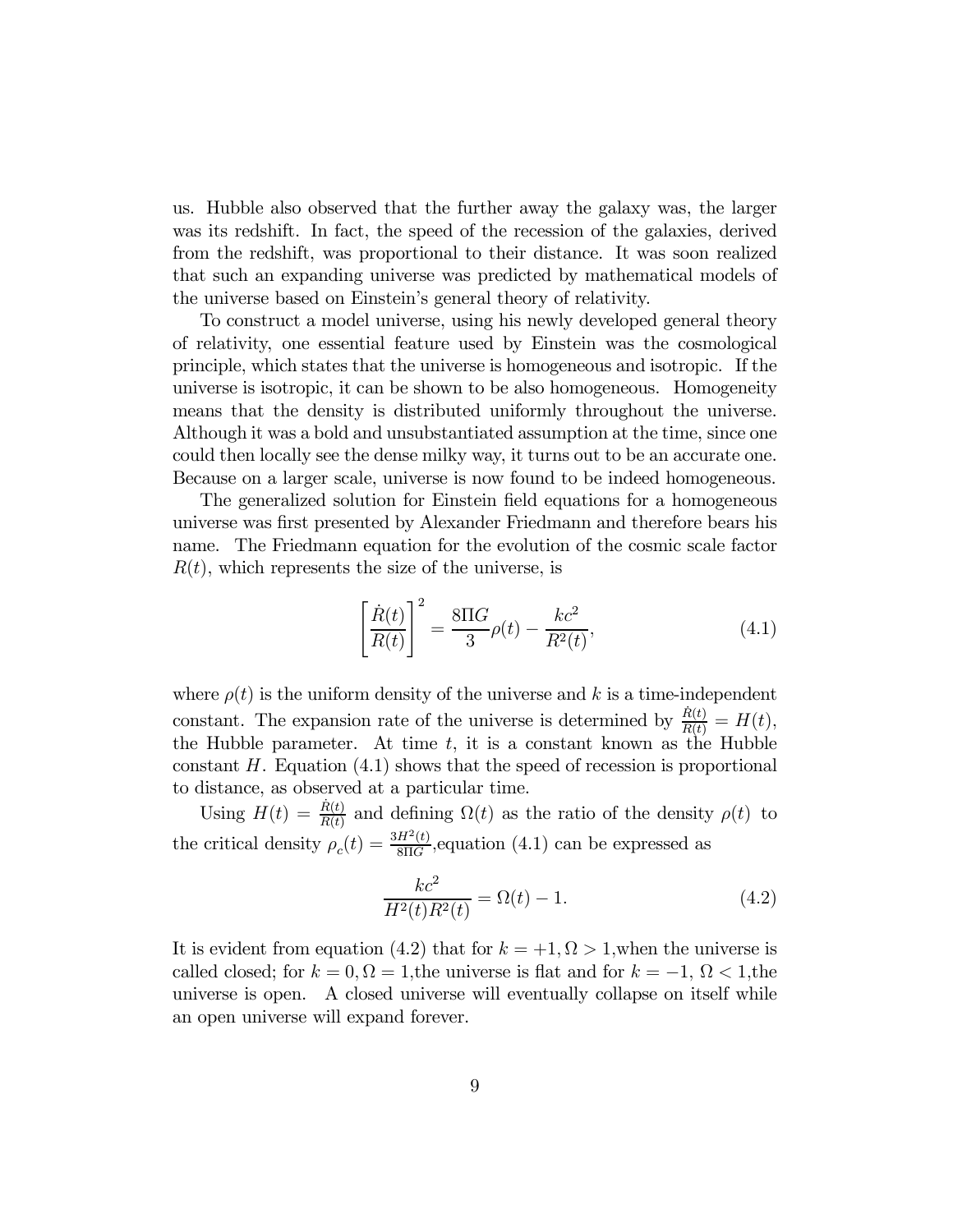us. Hubble also observed that the further away the galaxy was, the larger was its redshift. In fact, the speed of the recession of the galaxies, derived from the redshift, was proportional to their distance. It was soon realized that such an expanding universe was predicted by mathematical models of the universe based on Einstein's general theory of relativity.

To construct a model universe, using his newly developed general theory of relativity, one essential feature used by Einstein was the cosmological principle, which states that the universe is homogeneous and isotropic. If the universe is isotropic, it can be shown to be also homogeneous. Homogeneity means that the density is distributed uniformly throughout the universe. Although it was a bold and unsubstantiated assumption at the time, since one could then locally see the dense milky way, it turns out to be an accurate one. Because on a larger scale, universe is now found to be indeed homogeneous.

The generalized solution for Einstein field equations for a homogeneous universe was first presented by Alexander Friedmann and therefore bears his name. The Friedmann equation for the evolution of the cosmic scale factor $R(t)$, which represents the size of the universe, is

$$\left[\frac{\dot{R}(t)}{R(t)}\right]^2 = \frac{8\Pi G}{3}\rho(t) - \frac{kc^2}{R^2(t)}, \tag{4.1}$$

where $\rho(t)$ is the uniform density of the universe and $k$ is a time-independent constant. The expansion rate of the universe is determined by $\frac{\dot{R}(t)}{R(t)} = H(t)$, the Hubble parameter. At time $t$, it is a constant known as the Hubble constant $H$. Equation (4.1) shows that the speed of recession is proportional to distance, as observed at a particular time.

Using $H(t) = \frac{\dot{R}(t)}{R(t)}$ and defining $\Omega(t)$ as the ratio of the density $\rho(t)$ to the critical density $\rho_c(t) = \frac{3H^2(t)}{8\Pi G}$,equation (4.1) can be expressed as

$$\frac{kc^2}{H^2(t)R^2(t)} = \Omega(t) - 1. \tag{4.2}$$

It is evident from equation (4.2) that for $k = +1, \Omega > 1$,when the universe is called closed; for $k = 0, \Omega = 1$,the universe is flat and for $k = -1$, $\Omega < 1$,the universe is open. A closed universe will eventually collapse on itself while an open universe will expand forever.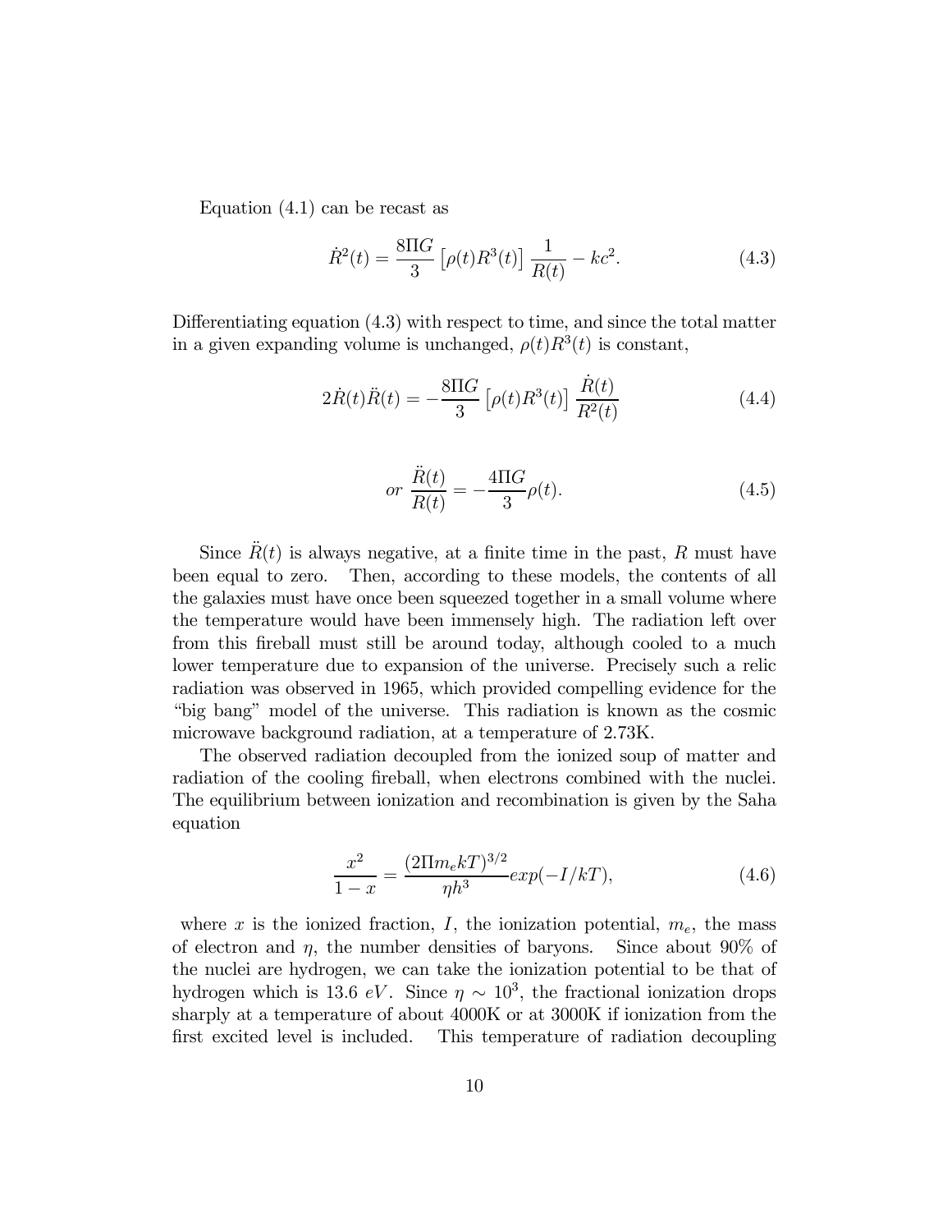Equation (4.1) can be recast as

$$\dot{R}^2(t) = \frac{8\Pi G}{3}\left[\rho(t)R^3(t)\right]\frac{1}{R(t)} - kc^2. \tag{4.3}$$

Differentiating equation (4.3) with respect to time, and since the total matter in a given expanding volume is unchanged, $\rho(t)R^3(t)$ is constant,

$$2\dot{R}(t)\ddot{R}(t) = -\frac{8\Pi G}{3}\left[\rho(t)R^3(t)\right]\frac{\dot{R}(t)}{R^2(t)} \tag{4.4}$$

$$or\ \frac{\ddot{R}(t)}{R(t)} = -\frac{4\Pi G}{3}\rho(t). \tag{4.5}$$

Since $\ddot{R}(t)$ is always negative, at a finite time in the past, $R$ must have been equal to zero. Then, according to these models, the contents of all the galaxies must have once been squeezed together in a small volume where the temperature would have been immensely high. The radiation left over from this fireball must still be around today, although cooled to a much lower temperature due to expansion of the universe. Precisely such a relic radiation was observed in 1965, which provided compelling evidence for the "big bang" model of the universe. This radiation is known as the cosmic microwave background radiation, at a temperature of 2.73K.

The observed radiation decoupled from the ionized soup of matter and radiation of the cooling fireball, when electrons combined with the nuclei. The equilibrium between ionization and recombination is given by the Saha equation

$$\frac{x^2}{1-x} = \frac{(2\Pi m_e kT)^{3/2}}{\eta h^3} exp(-I/kT), \tag{4.6}$$

where $x$ is the ionized fraction, $I$, the ionization potential, $m_e$, the mass of electron and $\eta$, the number densities of baryons. Since about 90% of the nuclei are hydrogen, we can take the ionization potential to be that of hydrogen which is 13.6 $eV$. Since $\eta \sim 10^3$, the fractional ionization drops sharply at a temperature of about 4000K or at 3000K if ionization from the first excited level is included. This temperature of radiation decoupling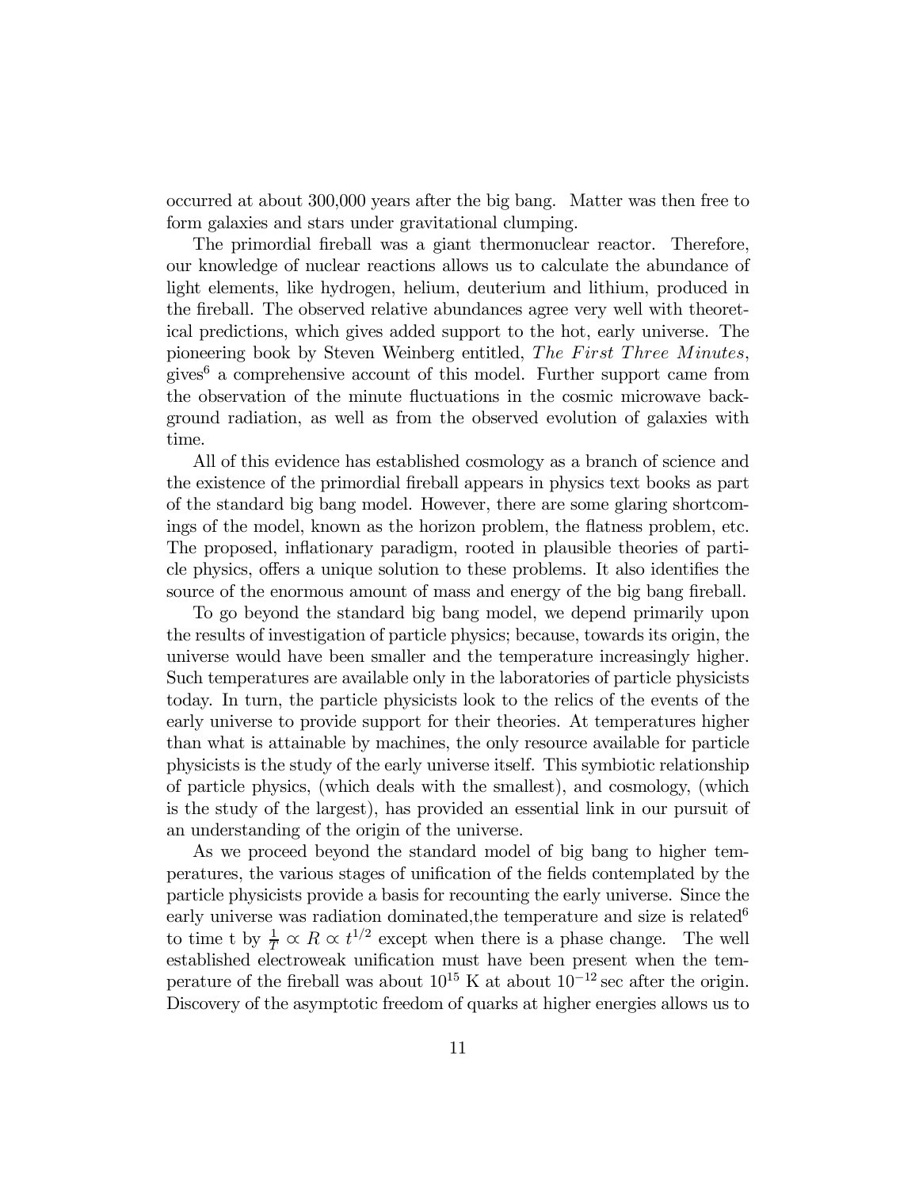occurred at about 300,000 years after the big bang. Matter was then free to form galaxies and stars under gravitational clumping.

The primordial fireball was a giant thermonuclear reactor. Therefore, our knowledge of nuclear reactions allows us to calculate the abundance of light elements, like hydrogen, helium, deuterium and lithium, produced in the fireball. The observed relative abundances agree very well with theoretical predictions, which gives added support to the hot, early universe. The pioneering book by Steven Weinberg entitled, *The First Three Minutes*, gives[6] a comprehensive account of this model. Further support came from the observation of the minute fluctuations in the cosmic microwave background radiation, as well as from the observed evolution of galaxies with time.

All of this evidence has established cosmology as a branch of science and the existence of the primordial fireball appears in physics text books as part of the standard big bang model. However, there are some glaring shortcomings of the model, known as the horizon problem, the flatness problem, etc. The proposed, inflationary paradigm, rooted in plausible theories of particle physics, offers a unique solution to these problems. It also identifies the source of the enormous amount of mass and energy of the big bang fireball.

To go beyond the standard big bang model, we depend primarily upon the results of investigation of particle physics; because, towards its origin, the universe would have been smaller and the temperature increasingly higher. Such temperatures are available only in the laboratories of particle physicists today. In turn, the particle physicists look to the relics of the events of the early universe to provide support for their theories. At temperatures higher than what is attainable by machines, the only resource available for particle physicists is the study of the early universe itself. This symbiotic relationship of particle physics, (which deals with the smallest), and cosmology, (which is the study of the largest), has provided an essential link in our pursuit of an understanding of the origin of the universe.

As we proceed beyond the standard model of big bang to higher temperatures, the various stages of unification of the fields contemplated by the particle physicists provide a basis for recounting the early universe. Since the early universe was radiation dominated,the temperature and size is related[6] to time t by $\frac{1}{T} \propto R \propto t^{1/2}$ except when there is a phase change. The well established electroweak unification must have been present when the temperature of the fireball was about $10^{15}$ K at about $10^{-12}$ sec after the origin. Discovery of the asymptotic freedom of quarks at higher energies allows us to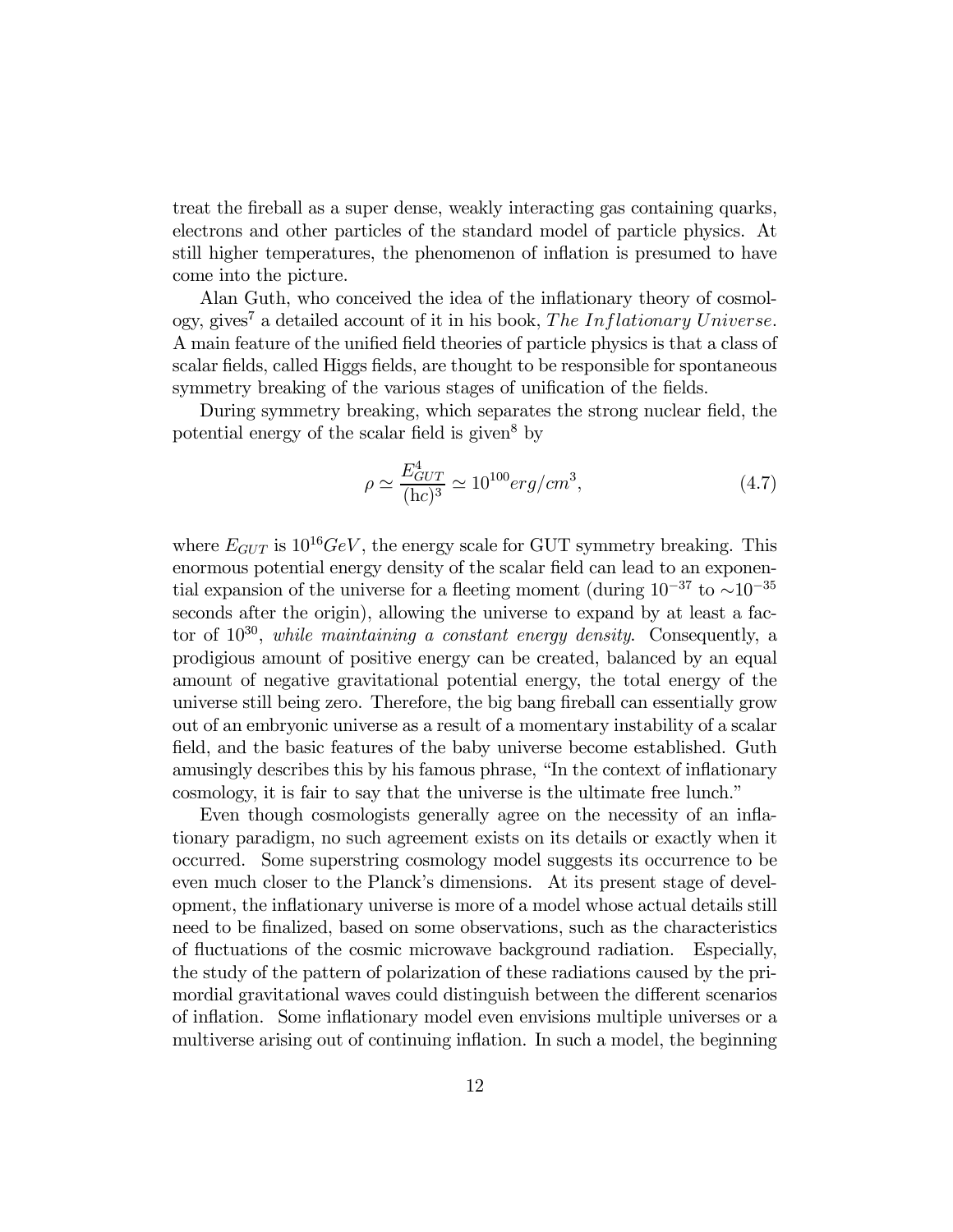treat the fireball as a super dense, weakly interacting gas containing quarks, electrons and other particles of the standard model of particle physics. At still higher temperatures, the phenomenon of inflation is presumed to have come into the picture.

Alan Guth, who conceived the idea of the inflationary theory of cosmology, gives[7] a detailed account of it in his book, *The Inflationary Universe*. A main feature of the unified field theories of particle physics is that a class of scalar fields, called Higgs fields, are thought to be responsible for spontaneous symmetry breaking of the various stages of unification of the fields.

During symmetry breaking, which separates the strong nuclear field, the potential energy of the scalar field is given[8] by

$$\rho \simeq \frac{E_{GUT}^4}{(\text{h}c)^3} \simeq 10^{100} erg/cm^3, \tag{4.7}$$

where $E_{GUT}$ is $10^{16} GeV$, the energy scale for GUT symmetry breaking. This enormous potential energy density of the scalar field can lead to an exponential expansion of the universe for a fleeting moment (during $10^{-37}$ to $\sim 10^{-35}$ seconds after the origin), allowing the universe to expand by at least a factor of $10^{30}$, *while maintaining a constant energy density*. Consequently, a prodigious amount of positive energy can be created, balanced by an equal amount of negative gravitational potential energy, the total energy of the universe still being zero. Therefore, the big bang fireball can essentially grow out of an embryonic universe as a result of a momentary instability of a scalar field, and the basic features of the baby universe become established. Guth amusingly describes this by his famous phrase, "In the context of inflationary cosmology, it is fair to say that the universe is the ultimate free lunch."

Even though cosmologists generally agree on the necessity of an inflationary paradigm, no such agreement exists on its details or exactly when it occurred. Some superstring cosmology model suggests its occurrence to be even much closer to the Planck's dimensions. At its present stage of development, the inflationary universe is more of a model whose actual details still need to be finalized, based on some observations, such as the characteristics of fluctuations of the cosmic microwave background radiation. Especially, the study of the pattern of polarization of these radiations caused by the primordial gravitational waves could distinguish between the different scenarios of inflation. Some inflationary model even envisions multiple universes or a multiverse arising out of continuing inflation. In such a model, the beginning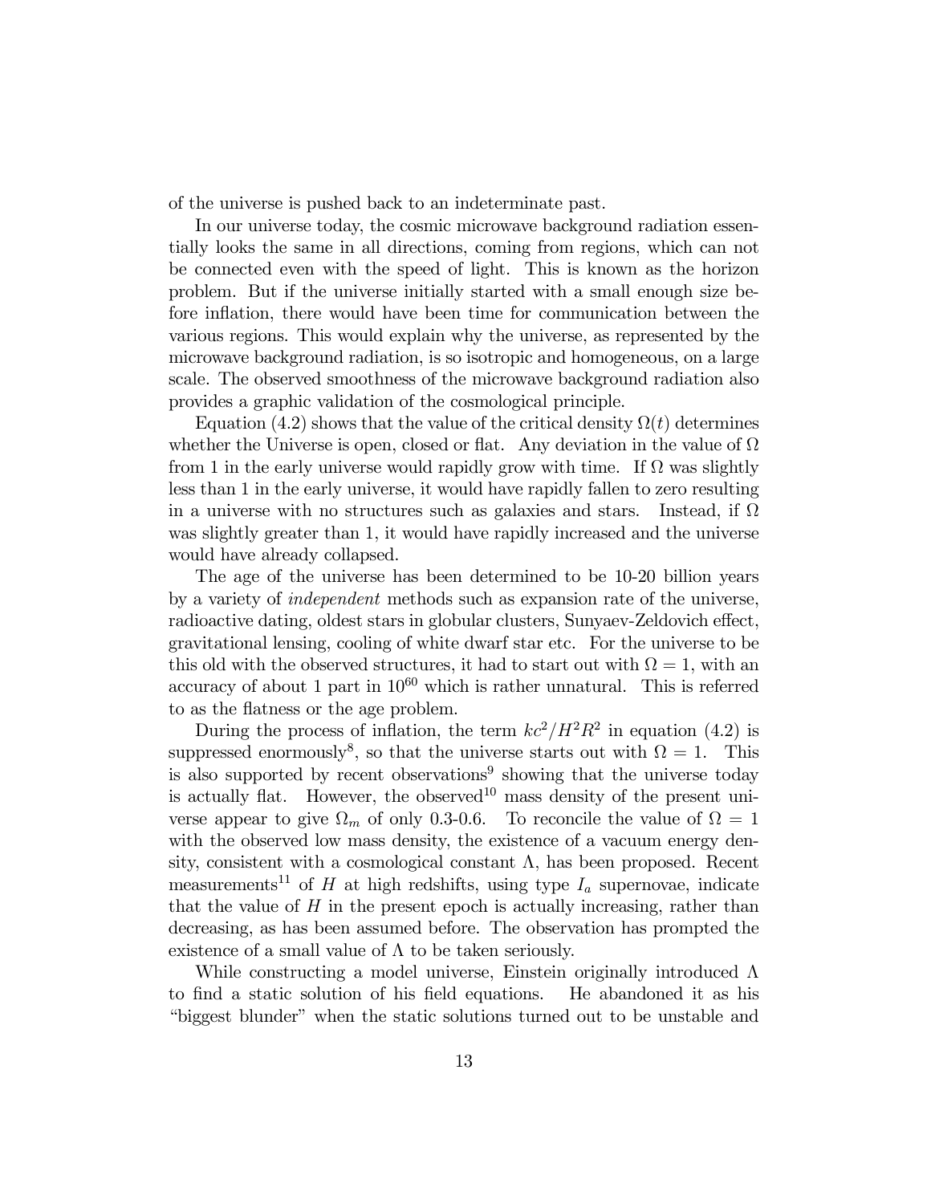of the universe is pushed back to an indeterminate past.

In our universe today, the cosmic microwave background radiation essentially looks the same in all directions, coming from regions, which can not be connected even with the speed of light. This is known as the horizon problem. But if the universe initially started with a small enough size before inflation, there would have been time for communication between the various regions. This would explain why the universe, as represented by the microwave background radiation, is so isotropic and homogeneous, on a large scale. The observed smoothness of the microwave background radiation also provides a graphic validation of the cosmological principle.

Equation (4.2) shows that the value of the critical density $\Omega(t)$ determines whether the Universe is open, closed or flat. Any deviation in the value of $\Omega$ from 1 in the early universe would rapidly grow with time. If $\Omega$ was slightly less than 1 in the early universe, it would have rapidly fallen to zero resulting in a universe with no structures such as galaxies and stars. Instead, if $\Omega$ was slightly greater than 1, it would have rapidly increased and the universe would have already collapsed.

The age of the universe has been determined to be 10-20 billion years by a variety of *independent* methods such as expansion rate of the universe, radioactive dating, oldest stars in globular clusters, Sunyaev-Zeldovich effect, gravitational lensing, cooling of white dwarf star etc. For the universe to be this old with the observed structures, it had to start out with $\Omega = 1$, with an accuracy of about 1 part in $10^{60}$ which is rather unnatural. This is referred to as the flatness or the age problem.

During the process of inflation, the term $kc^2/H^2R^2$ in equation (4.2) is suppressed enormously[8], so that the universe starts out with $\Omega = 1$. This is also supported by recent observations[9] showing that the universe today is actually flat. However, the observed[10] mass density of the present universe appear to give $\Omega_m$ of only 0.3-0.6. To reconcile the value of $\Omega = 1$ with the observed low mass density, the existence of a vacuum energy density, consistent with a cosmological constant $\Lambda$, has been proposed. Recent measurements[11] of $H$ at high redshifts, using type $I_a$ supernovae, indicate that the value of $H$ in the present epoch is actually increasing, rather than decreasing, as has been assumed before. The observation has prompted the existence of a small value of $\Lambda$ to be taken seriously.

While constructing a model universe, Einstein originally introduced $\Lambda$ to find a static solution of his field equations. He abandoned it as his "biggest blunder" when the static solutions turned out to be unstable and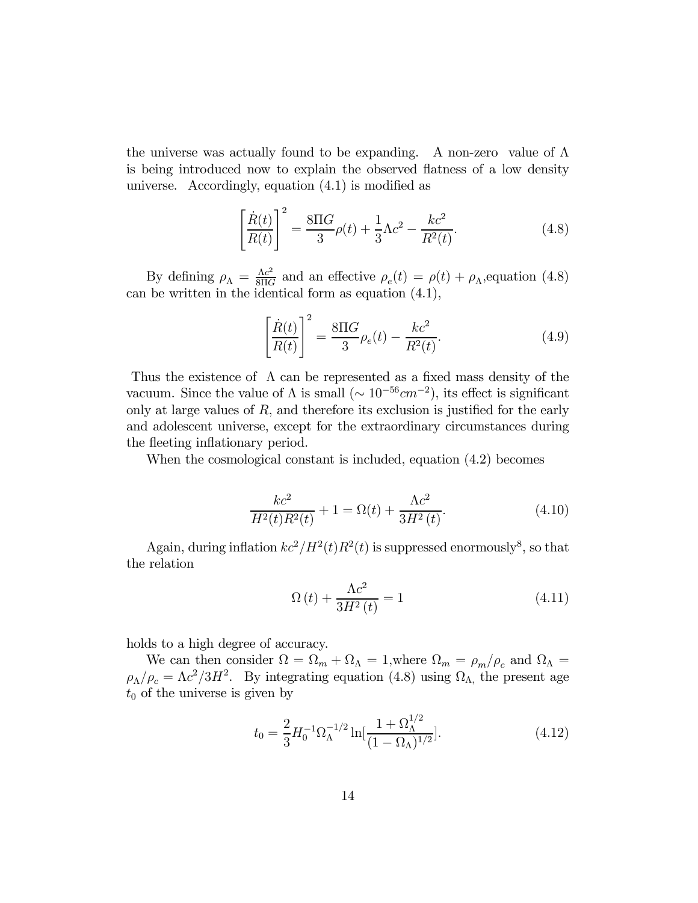the universe was actually found to be expanding. A non-zero value of $\Lambda$ is being introduced now to explain the observed flatness of a low density universe. Accordingly, equation (4.1) is modified as

$$\left[\frac{\dot{R}(t)}{R(t)}\right]^2 = \frac{8\Pi G}{3}\rho(t) + \frac{1}{3}\Lambda c^2 - \frac{kc^2}{R^2(t)}. \tag{4.8}$$

By defining $\rho_\Lambda = \frac{\Lambda c^2}{8\Pi G}$ and an effective $\rho_e(t) = \rho(t) + \rho_\Lambda$,equation (4.8) can be written in the identical form as equation (4.1),

$$\left[\frac{\dot{R}(t)}{R(t)}\right]^2 = \frac{8\Pi G}{3}\rho_e(t) - \frac{kc^2}{R^2(t)}. \tag{4.9}$$

Thus the existence of $\Lambda$ can be represented as a fixed mass density of the vacuum. Since the value of $\Lambda$ is small ($\sim 10^{-56} cm^{-2}$), its effect is significant only at large values of $R$, and therefore its exclusion is justified for the early and adolescent universe, except for the extraordinary circumstances during the fleeting inflationary period.

When the cosmological constant is included, equation (4.2) becomes

$$\frac{kc^2}{H^2(t)R^2(t)} + 1 = \Omega(t) + \frac{\Lambda c^2}{3H^2(t)}. \tag{4.10}$$

Again, during inflation $kc^2/H^2(t)R^2(t)$ is suppressed enormously[8], so that the relation

$$\Omega(t) + \frac{\Lambda c^2}{3H^2(t)} = 1 \tag{4.11}$$

holds to a high degree of accuracy.

We can then consider $\Omega = \Omega_m + \Omega_\Lambda = 1$,where $\Omega_m = \rho_m/\rho_c$ and $\Omega_\Lambda = \rho_\Lambda/\rho_c = \Lambda c^2/3H^2$. By integrating equation (4.8) using $\Omega_\Lambda$, the present age $t_0$ of the universe is given by

$$t_0 = \frac{2}{3}H_0^{-1}\Omega_\Lambda^{-1/2}\ln\left[\frac{1+\Omega_\Lambda^{1/2}}{(1-\Omega_\Lambda)^{1/2}}\right]. \tag{4.12}$$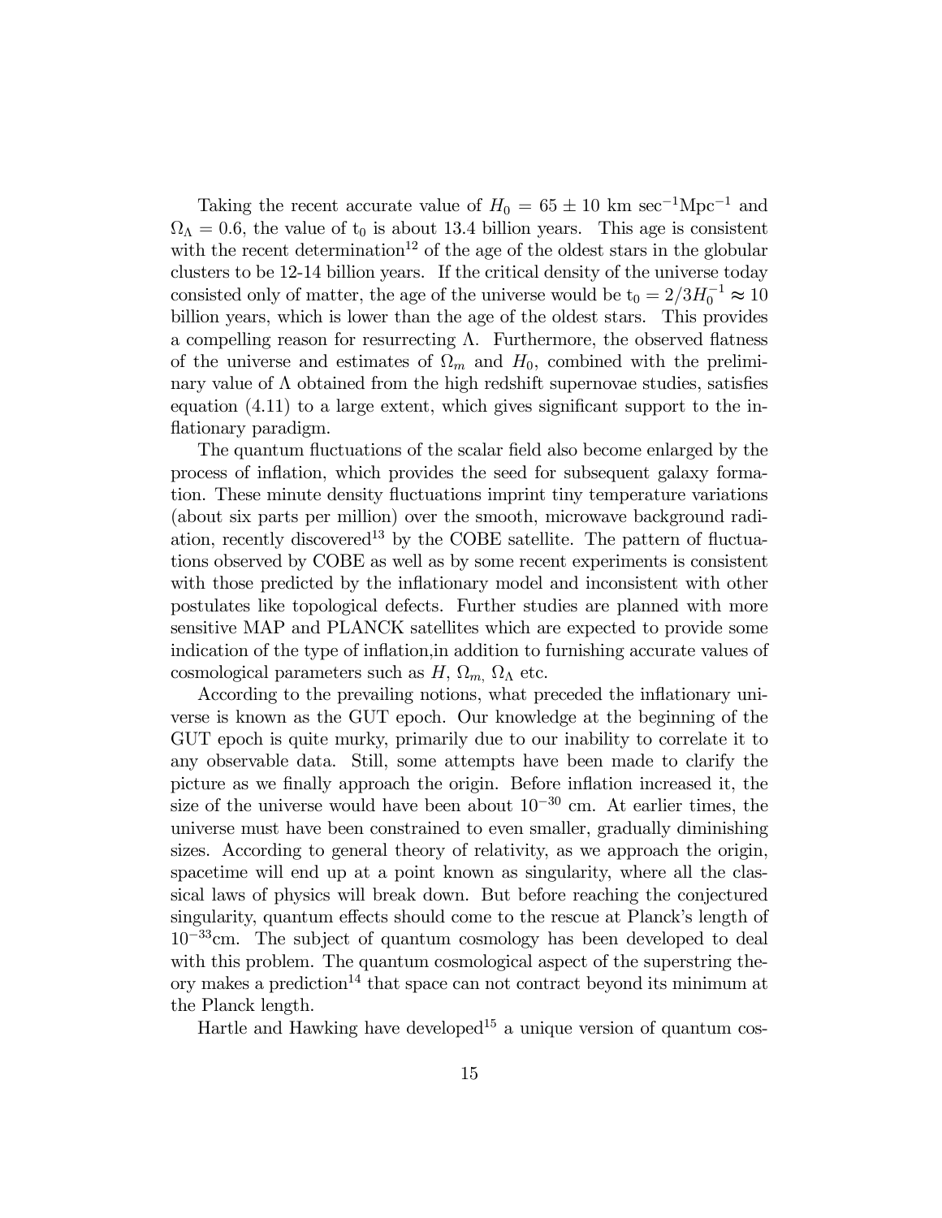Taking the recent accurate value of $H_0 = 65 \pm 10$ km sec$^{-1}$Mpc$^{-1}$ and $\Omega_\Lambda = 0.6$, the value of $\mathrm{t}_0$ is about 13.4 billion years. This age is consistent with the recent determination[12] of the age of the oldest stars in the globular clusters to be 12-14 billion years. If the critical density of the universe today consisted only of matter, the age of the universe would be $\mathrm{t}_0 = 2/3H_0^{-1} \approx 10$ billion years, which is lower than the age of the oldest stars. This provides a compelling reason for resurrecting $\Lambda$. Furthermore, the observed flatness of the universe and estimates of $\Omega_m$ and $H_0$, combined with the preliminary value of $\Lambda$ obtained from the high redshift supernovae studies, satisfies equation (4.11) to a large extent, which gives significant support to the inflationary paradigm.

The quantum fluctuations of the scalar field also become enlarged by the process of inflation, which provides the seed for subsequent galaxy formation. These minute density fluctuations imprint tiny temperature variations (about six parts per million) over the smooth, microwave background radiation, recently discovered[13] by the COBE satellite. The pattern of fluctuations observed by COBE as well as by some recent experiments is consistent with those predicted by the inflationary model and inconsistent with other postulates like topological defects. Further studies are planned with more sensitive MAP and PLANCK satellites which are expected to provide some indication of the type of inflation,in addition to furnishing accurate values of cosmological parameters such as $H$, $\Omega_{m,}$ $\Omega_\Lambda$ etc.

According to the prevailing notions, what preceded the inflationary universe is known as the GUT epoch. Our knowledge at the beginning of the GUT epoch is quite murky, primarily due to our inability to correlate it to any observable data. Still, some attempts have been made to clarify the picture as we finally approach the origin. Before inflation increased it, the size of the universe would have been about $10^{-30}$ cm. At earlier times, the universe must have been constrained to even smaller, gradually diminishing sizes. According to general theory of relativity, as we approach the origin, spacetime will end up at a point known as singularity, where all the classical laws of physics will break down. But before reaching the conjectured singularity, quantum effects should come to the rescue at Planck's length of $10^{-33}$cm. The subject of quantum cosmology has been developed to deal with this problem. The quantum cosmological aspect of the superstring theory makes a prediction[14] that space can not contract beyond its minimum at the Planck length.

Hartle and Hawking have developed[15] a unique version of quantum cos-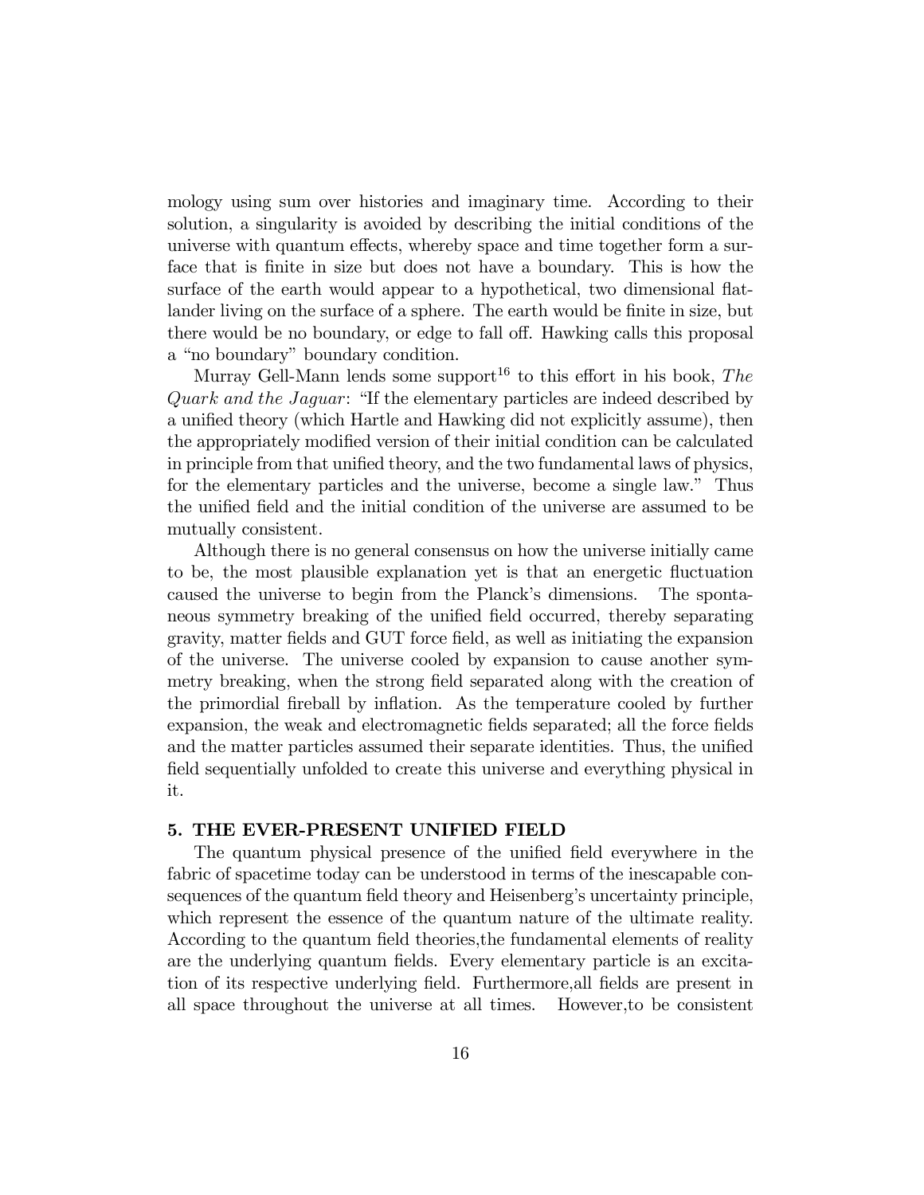mology using sum over histories and imaginary time. According to their solution, a singularity is avoided by describing the initial conditions of the universe with quantum effects, whereby space and time together form a surface that is finite in size but does not have a boundary. This is how the surface of the earth would appear to a hypothetical, two dimensional flatlander living on the surface of a sphere. The earth would be finite in size, but there would be no boundary, or edge to fall off. Hawking calls this proposal a "no boundary" boundary condition.

Murray Gell-Mann lends some support[16] to this effort in his book, *The Quark and the Jaguar*: "If the elementary particles are indeed described by a unified theory (which Hartle and Hawking did not explicitly assume), then the appropriately modified version of their initial condition can be calculated in principle from that unified theory, and the two fundamental laws of physics, for the elementary particles and the universe, become a single law." Thus the unified field and the initial condition of the universe are assumed to be mutually consistent.

Although there is no general consensus on how the universe initially came to be, the most plausible explanation yet is that an energetic fluctuation caused the universe to begin from the Planck's dimensions. The spontaneous symmetry breaking of the unified field occurred, thereby separating gravity, matter fields and GUT force field, as well as initiating the expansion of the universe. The universe cooled by expansion to cause another symmetry breaking, when the strong field separated along with the creation of the primordial fireball by inflation. As the temperature cooled by further expansion, the weak and electromagnetic fields separated; all the force fields and the matter particles assumed their separate identities. Thus, the unified field sequentially unfolded to create this universe and everything physical in it.

## 5. THE EVER-PRESENT UNIFIED FIELD

The quantum physical presence of the unified field everywhere in the fabric of spacetime today can be understood in terms of the inescapable consequences of the quantum field theory and Heisenberg's uncertainty principle, which represent the essence of the quantum nature of the ultimate reality. According to the quantum field theories,the fundamental elements of reality are the underlying quantum fields. Every elementary particle is an excitation of its respective underlying field. Furthermore,all fields are present in all space throughout the universe at all times. However,to be consistent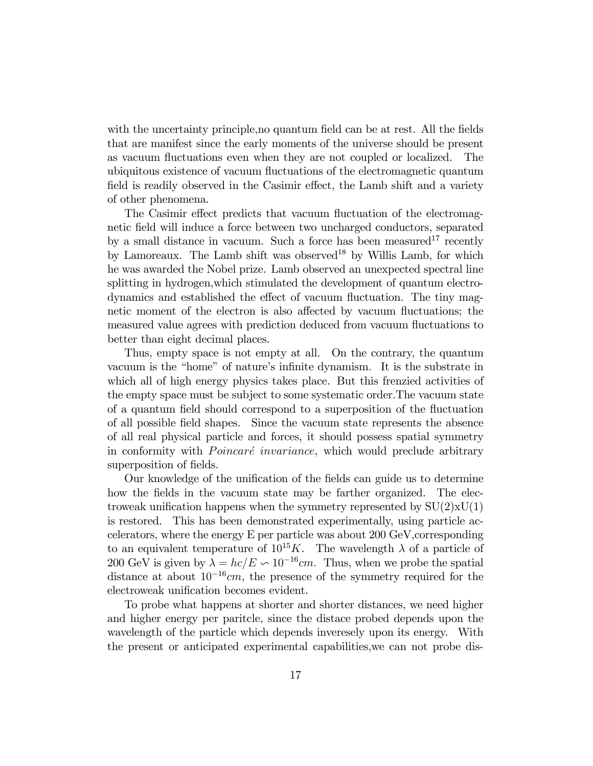with the uncertainty principle,no quantum field can be at rest. All the fields that are manifest since the early moments of the universe should be present as vacuum fluctuations even when they are not coupled or localized. The ubiquitous existence of vacuum fluctuations of the electromagnetic quantum field is readily observed in the Casimir effect, the Lamb shift and a variety of other phenomena.

The Casimir effect predicts that vacuum fluctuation of the electromagnetic field will induce a force between two uncharged conductors, separated by a small distance in vacuum. Such a force has been measured[17] recently by Lamoreaux. The Lamb shift was observed[18] by Willis Lamb, for which he was awarded the Nobel prize. Lamb observed an unexpected spectral line splitting in hydrogen,which stimulated the development of quantum electrodynamics and established the effect of vacuum fluctuation. The tiny magnetic moment of the electron is also affected by vacuum fluctuations; the measured value agrees with prediction deduced from vacuum fluctuations to better than eight decimal places.

Thus, empty space is not empty at all. On the contrary, the quantum vacuum is the "home" of nature's infinite dynamism. It is the substrate in which all of high energy physics takes place. But this frenzied activities of the empty space must be subject to some systematic order.The vacuum state of a quantum field should correspond to a superposition of the fluctuation of all possible field shapes. Since the vacuum state represents the absence of all real physical particle and forces, it should possess spatial symmetry in conformity with *Poincaré invariance*, which would preclude arbitrary superposition of fields.

Our knowledge of the unification of the fields can guide us to determine how the fields in the vacuum state may be farther organized. The electroweak unification happens when the symmetry represented by SU(2)xU(1) is restored. This has been demonstrated experimentally, using particle accelerators, where the energy E per particle was about 200 GeV,corresponding to an equivalent temperature of $10^{15}K$. The wavelength $\lambda$ of a particle of 200 GeV is given by $\lambda = hc/E \backsim 10^{-16}cm$. Thus, when we probe the spatial distance at about $10^{-16}cm$, the presence of the symmetry required for the electroweak unification becomes evident.

To probe what happens at shorter and shorter distances, we need higher and higher energy per paritcle, since the distace probed depends upon the wavelength of the particle which depends inveresely upon its energy. With the present or anticipated experimental capabilities,we can not probe dis-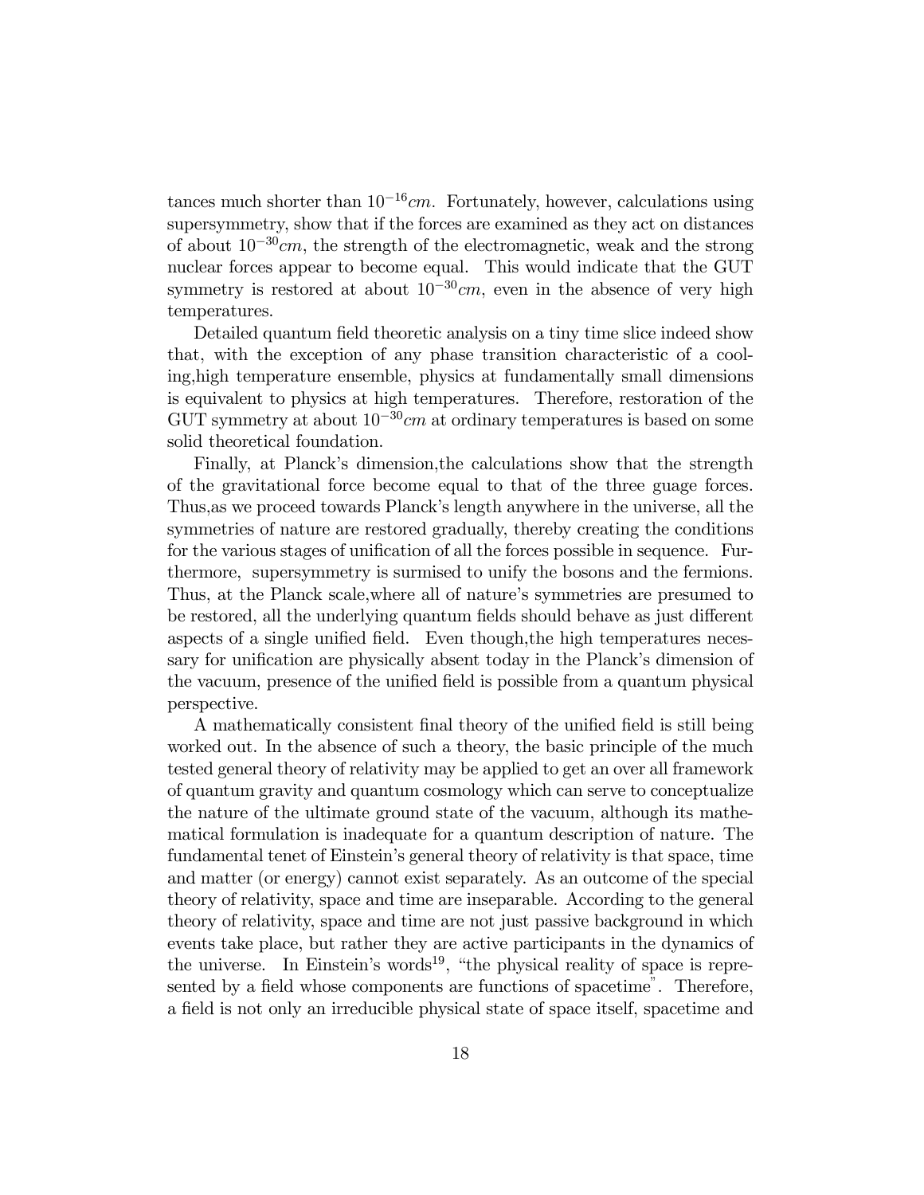tances much shorter than $10^{-16}cm$. Fortunately, however, calculations using supersymmetry, show that if the forces are examined as they act on distances of about $10^{-30}cm$, the strength of the electromagnetic, weak and the strong nuclear forces appear to become equal. This would indicate that the GUT symmetry is restored at about $10^{-30}cm$, even in the absence of very high temperatures.

Detailed quantum field theoretic analysis on a tiny time slice indeed show that, with the exception of any phase transition characteristic of a cooling,high temperature ensemble, physics at fundamentally small dimensions is equivalent to physics at high temperatures. Therefore, restoration of the GUT symmetry at about $10^{-30}cm$ at ordinary temperatures is based on some solid theoretical foundation.

Finally, at Planck's dimension,the calculations show that the strength of the gravitational force become equal to that of the three guage forces. Thus,as we proceed towards Planck's length anywhere in the universe, all the symmetries of nature are restored gradually, thereby creating the conditions for the various stages of unification of all the forces possible in sequence. Furthermore, supersymmetry is surmised to unify the bosons and the fermions. Thus, at the Planck scale,where all of nature's symmetries are presumed to be restored, all the underlying quantum fields should behave as just different aspects of a single unified field. Even though,the high temperatures necessary for unification are physically absent today in the Planck's dimension of the vacuum, presence of the unified field is possible from a quantum physical perspective.

A mathematically consistent final theory of the unified field is still being worked out. In the absence of such a theory, the basic principle of the much tested general theory of relativity may be applied to get an over all framework of quantum gravity and quantum cosmology which can serve to conceptualize the nature of the ultimate ground state of the vacuum, although its mathematical formulation is inadequate for a quantum description of nature. The fundamental tenet of Einstein's general theory of relativity is that space, time and matter (or energy) cannot exist separately. As an outcome of the special theory of relativity, space and time are inseparable. According to the general theory of relativity, space and time are not just passive background in which events take place, but rather they are active participants in the dynamics of the universe. In Einstein's words[19], "the physical reality of space is represented by a field whose components are functions of spacetime". Therefore, a field is not only an irreducible physical state of space itself, spacetime and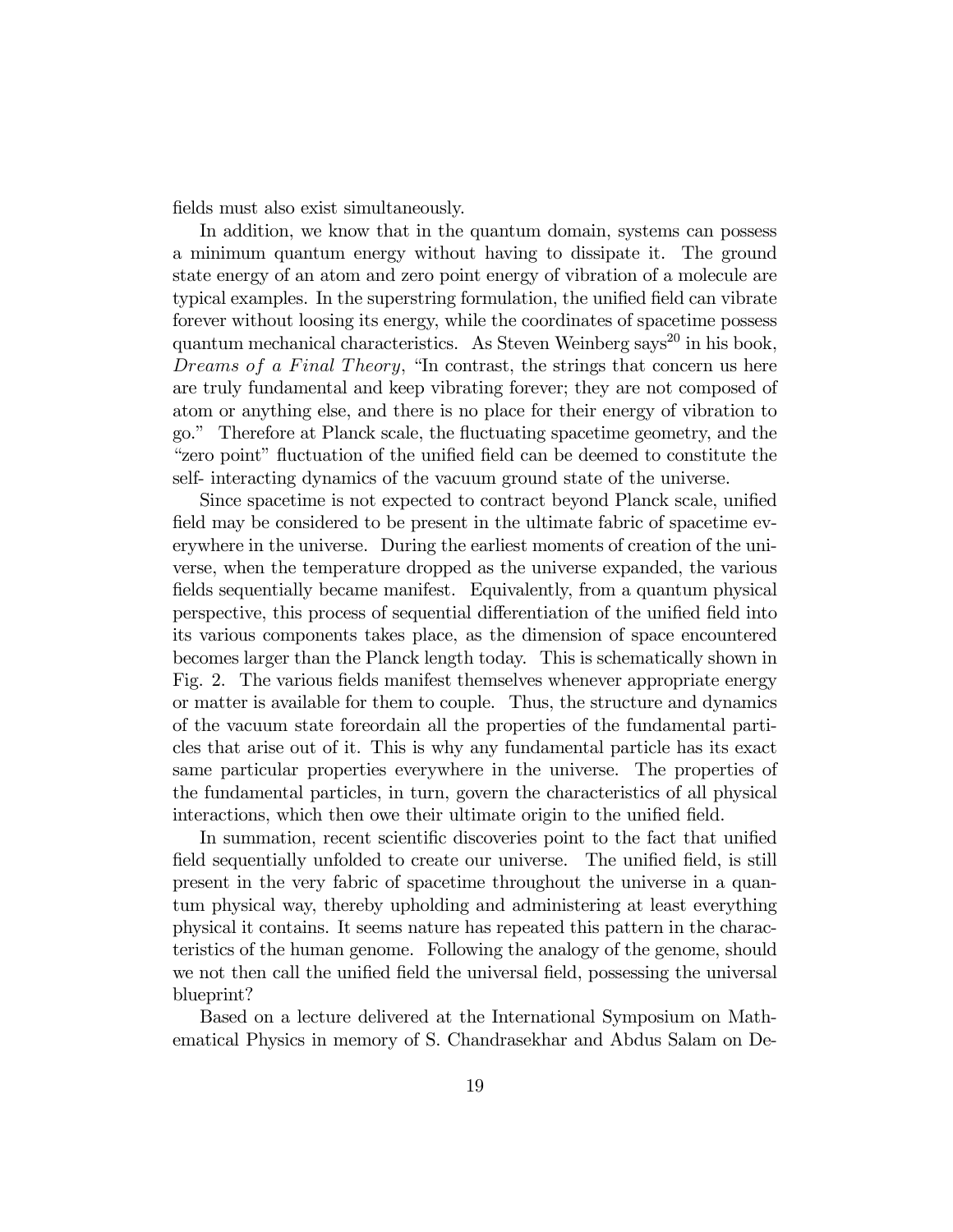fields must also exist simultaneously.

In addition, we know that in the quantum domain, systems can possess a minimum quantum energy without having to dissipate it. The ground state energy of an atom and zero point energy of vibration of a molecule are typical examples. In the superstring formulation, the unified field can vibrate forever without loosing its energy, while the coordinates of spacetime possess quantum mechanical characteristics. As Steven Weinberg says[20] in his book, *Dreams of a Final Theory*, "In contrast, the strings that concern us here are truly fundamental and keep vibrating forever; they are not composed of atom or anything else, and there is no place for their energy of vibration to go." Therefore at Planck scale, the fluctuating spacetime geometry, and the "zero point" fluctuation of the unified field can be deemed to constitute the self- interacting dynamics of the vacuum ground state of the universe.

Since spacetime is not expected to contract beyond Planck scale, unified field may be considered to be present in the ultimate fabric of spacetime everywhere in the universe. During the earliest moments of creation of the universe, when the temperature dropped as the universe expanded, the various fields sequentially became manifest. Equivalently, from a quantum physical perspective, this process of sequential differentiation of the unified field into its various components takes place, as the dimension of space encountered becomes larger than the Planck length today. This is schematically shown in Fig. 2. The various fields manifest themselves whenever appropriate energy or matter is available for them to couple. Thus, the structure and dynamics of the vacuum state foreordain all the properties of the fundamental particles that arise out of it. This is why any fundamental particle has its exact same particular properties everywhere in the universe. The properties of the fundamental particles, in turn, govern the characteristics of all physical interactions, which then owe their ultimate origin to the unified field.

In summation, recent scientific discoveries point to the fact that unified field sequentially unfolded to create our universe. The unified field, is still present in the very fabric of spacetime throughout the universe in a quantum physical way, thereby upholding and administering at least everything physical it contains. It seems nature has repeated this pattern in the characteristics of the human genome. Following the analogy of the genome, should we not then call the unified field the universal field, possessing the universal blueprint?

Based on a lecture delivered at the International Symposium on Mathematical Physics in memory of S. Chandrasekhar and Abdus Salam on De-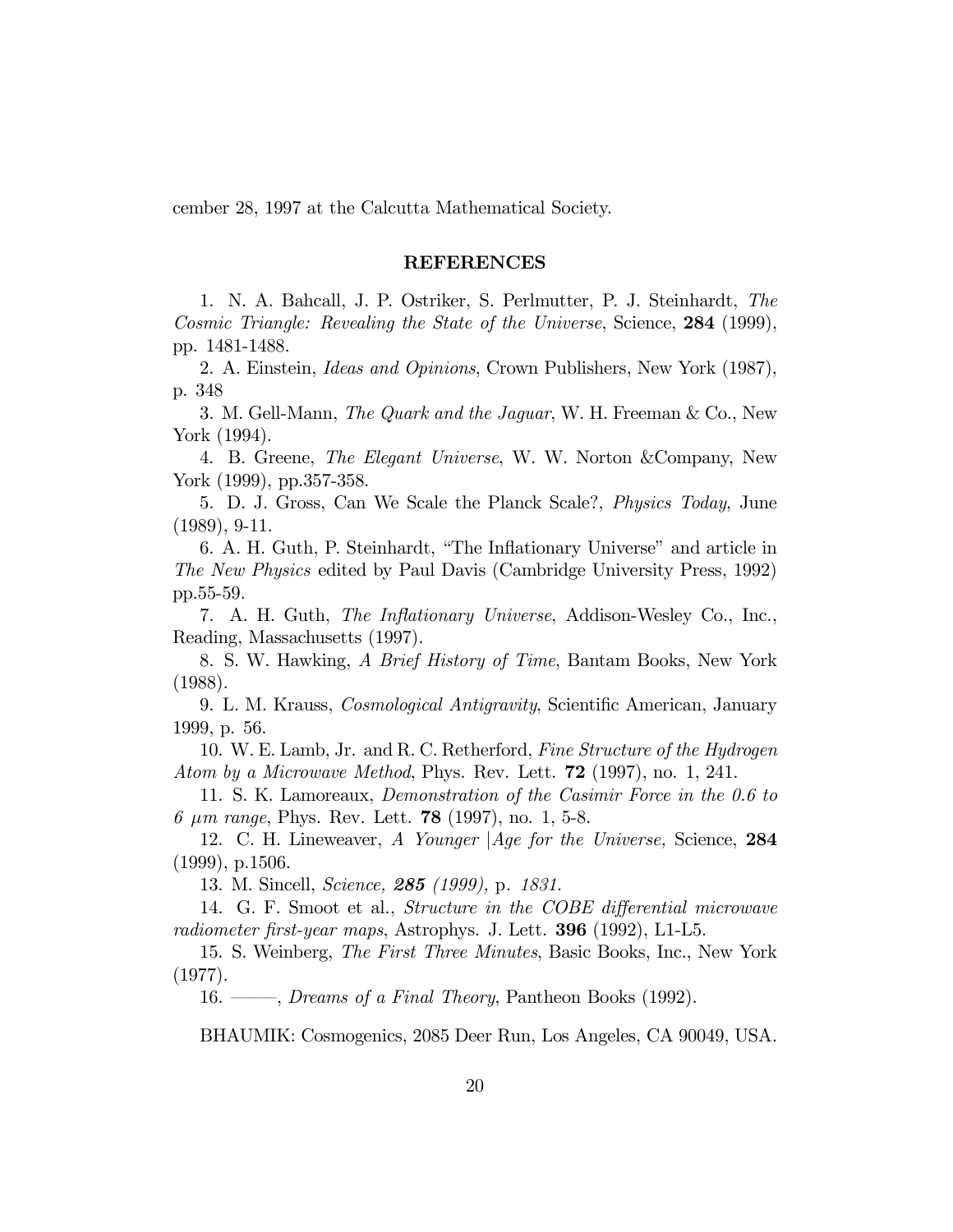cember 28, 1997 at the Calcutta Mathematical Society.

## REFERENCES

1. N. A. Bahcall, J. P. Ostriker, S. Perlmutter, P. J. Steinhardt, *The Cosmic Triangle: Revealing the State of the Universe*, Science, **284** (1999), pp. 1481-1488.

2. A. Einstein, *Ideas and Opinions*, Crown Publishers, New York (1987), p. 348

3. M. Gell-Mann, *The Quark and the Jaguar*, W. H. Freeman & Co., New York (1994).

4. B. Greene, *The Elegant Universe*, W. W. Norton &Company, New York (1999), pp.357-358.

5. D. J. Gross, Can We Scale the Planck Scale?, *Physics Today*, June (1989), 9-11.

6. A. H. Guth, P. Steinhardt, "The Inflationary Universe" and article in *The New Physics* edited by Paul Davis (Cambridge University Press, 1992) pp.55-59.

7. A. H. Guth, *The Inflationary Universe*, Addison-Wesley Co., Inc., Reading, Massachusetts (1997).

8. S. W. Hawking, *A Brief History of Time*, Bantam Books, New York (1988).

9. L. M. Krauss, *Cosmological Antigravity*, Scientific American, January 1999, p. 56.

10. W. E. Lamb, Jr. and R. C. Retherford, *Fine Structure of the Hydrogen Atom by a Microwave Method*, Phys. Rev. Lett. **72** (1997), no. 1, 241.

11. S. K. Lamoreaux, *Demonstration of the Casimir Force in the 0.6 to 6 $\mu m$ range*, Phys. Rev. Lett. **78** (1997), no. 1, 5-8.

12. C. H. Lineweaver, *A Younger |Age for the Universe,* Science, **284** (1999), p.1506.

13. M. Sincell, *Science, **285** (1999),* p. *1831.*

14. G. F. Smoot et al., *Structure in the COBE differential microwave radiometer first-year maps*, Astrophys. J. Lett. **396** (1992), L1-L5.

15. S. Weinberg, *The First Three Minutes*, Basic Books, Inc., New York (1977).

16. ———, *Dreams of a Final Theory*, Pantheon Books (1992).

BHAUMIK: Cosmogenics, 2085 Deer Run, Los Angeles, CA 90049, USA.